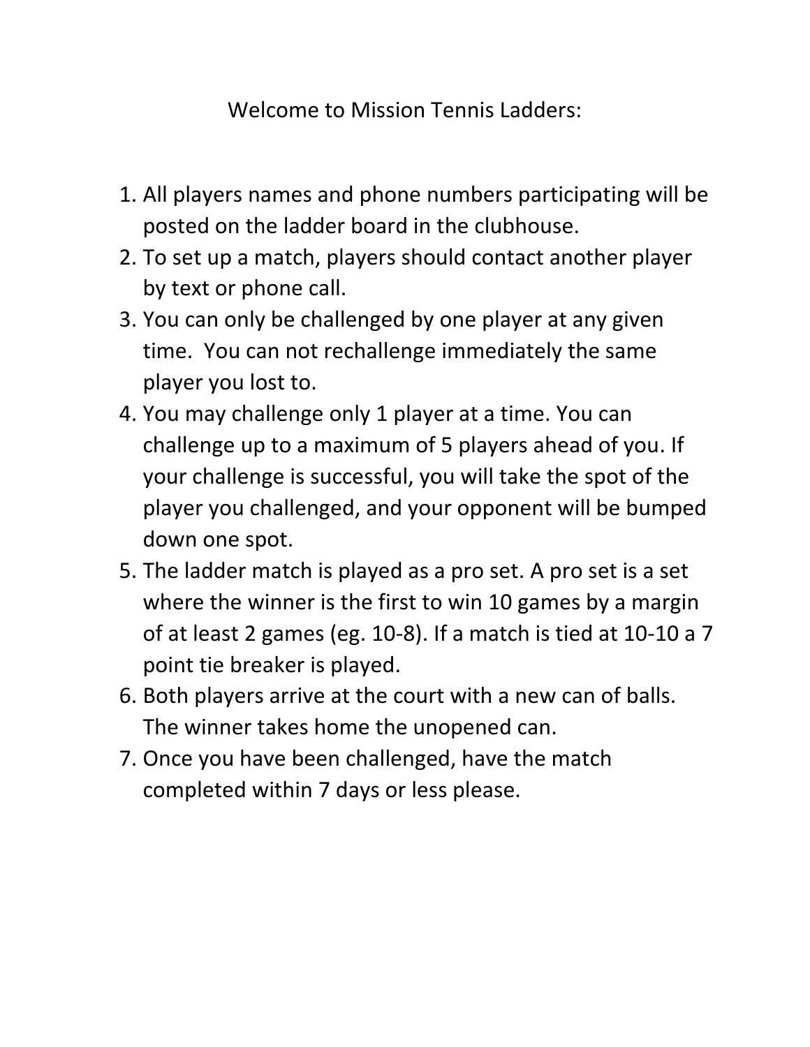Welcome to Mission Tennis Ladders:

1. All players names and phone numbers participating will be posted on the ladder board in the clubhouse.
2. To set up a match, players should contact another player by text or phone call.
3. You can only be challenged by one player at any given time. You can not rechallenge immediately the same player you lost to.
4. You may challenge only 1 player at a time. You can challenge up to a maximum of 5 players ahead of you. If your challenge is successful, you will take the spot of the player you challenged, and your opponent will be bumped down one spot.
5. The ladder match is played as a pro set. A pro set is a set where the winner is the first to win 10 games by a margin of at least 2 games (eg. 10-8). If a match is tied at 10-10 a 7 point tie breaker is played.
6. Both players arrive at the court with a new can of balls. The winner takes home the unopened can.
7. Once you have been challenged, have the match completed within 7 days or less please.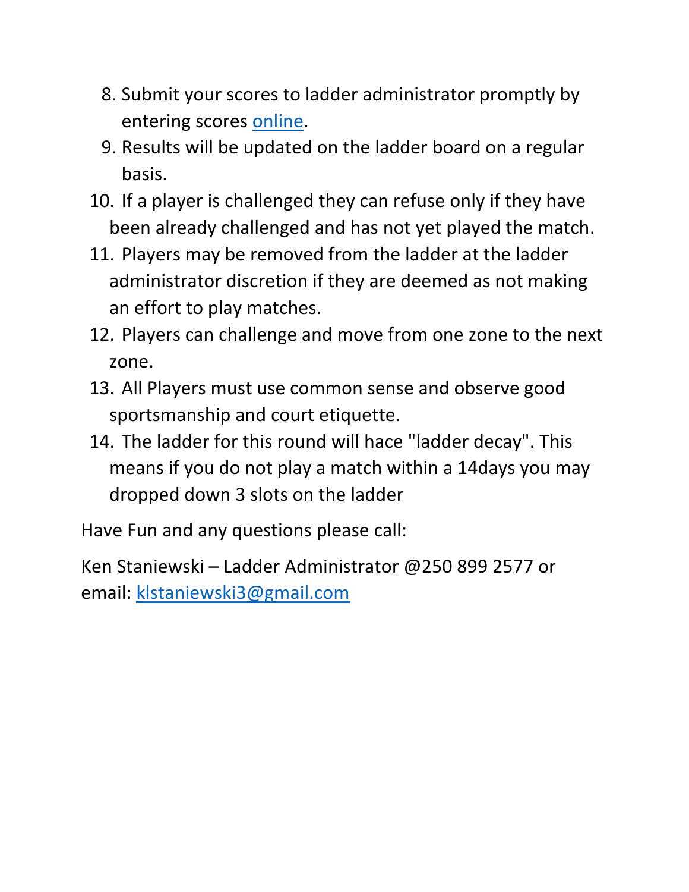8. Submit your scores to ladder administrator promptly by entering scores online.
9. Results will be updated on the ladder board on a regular basis.
10. If a player is challenged they can refuse only if they have been already challenged and has not yet played the match.
11. Players may be removed from the ladder at the ladder administrator discretion if they are deemed as not making an effort to play matches.
12. Players can challenge and move from one zone to the next zone.
13. All Players must use common sense and observe good sportsmanship and court etiquette.
14. The ladder for this round will hace "ladder decay". This means if you do not play a match within a 14days you may dropped down 3 slots on the ladder

Have Fun and any questions please call:

Ken Staniewski – Ladder Administrator @250 899 2577 or email: klstaniewski3@gmail.com